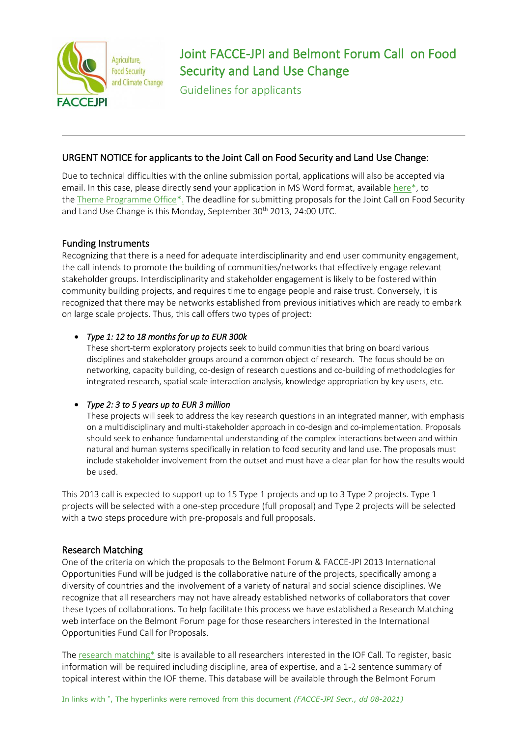# Joint FACCE-JPI and Belmont Forum Call on Food Security and Land Use Change

## Guidelines for applicants

---

### URGENT NOTICE for applicants to the Joint Call on Food Security and Land Use Change:

Due to technical difficulties with the online submission portal, applications will also be accepted via email. In this case, please directly send your application in MS Word format, available here*, to the Theme Programme Office*. The deadline for submitting proposals for the Joint Call on Food Security and Land Use Change is this Monday, September 30th 2013, 24:00 UTC.

### Funding Instruments

Recognizing that there is a need for adequate interdisciplinarity and end user community engagement, the call intends to promote the building of communities/networks that effectively engage relevant stakeholder groups. Interdisciplinarity and stakeholder engagement is likely to be fostered within community building projects, and requires time to engage people and raise trust. Conversely, it is recognized that there may be networks established from previous initiatives which are ready to embark on large scale projects. Thus, this call offers two types of project:

- *Type 1: 12 to 18 months for up to EUR 300k*
  These short-term exploratory projects seek to build communities that bring on board various disciplines and stakeholder groups around a common object of research. The focus should be on networking, capacity building, co-design of research questions and co-building of methodologies for integrated research, spatial scale interaction analysis, knowledge appropriation by key users, etc.

- *Type 2: 3 to 5 years up to EUR 3 million*
  These projects will seek to address the key research questions in an integrated manner, with emphasis on a multidisciplinary and multi-stakeholder approach in co-design and co-implementation. Proposals should seek to enhance fundamental understanding of the complex interactions between and within natural and human systems specifically in relation to food security and land use. The proposals must include stakeholder involvement from the outset and must have a clear plan for how the results would be used.

This 2013 call is expected to support up to 15 Type 1 projects and up to 3 Type 2 projects. Type 1 projects will be selected with a one-step procedure (full proposal) and Type 2 projects will be selected with a two steps procedure with pre-proposals and full proposals.

### Research Matching

One of the criteria on which the proposals to the Belmont Forum & FACCE-JPI 2013 International Opportunities Fund will be judged is the collaborative nature of the projects, specifically among a diversity of countries and the involvement of a variety of natural and social science disciplines. We recognize that all researchers may not have already established networks of collaborators that cover these types of collaborations. To help facilitate this process we have established a Research Matching web interface on the Belmont Forum page for those researchers interested in the International Opportunities Fund Call for Proposals.

The research matching* site is available to all researchers interested in the IOF Call. To register, basic information will be required including discipline, area of expertise, and a 1-2 sentence summary of topical interest within the IOF theme. This database will be available through the Belmont Forum

In links with *, The hyperlinks were removed from this document *(FACCE-JPI Secr., dd 08-2021)*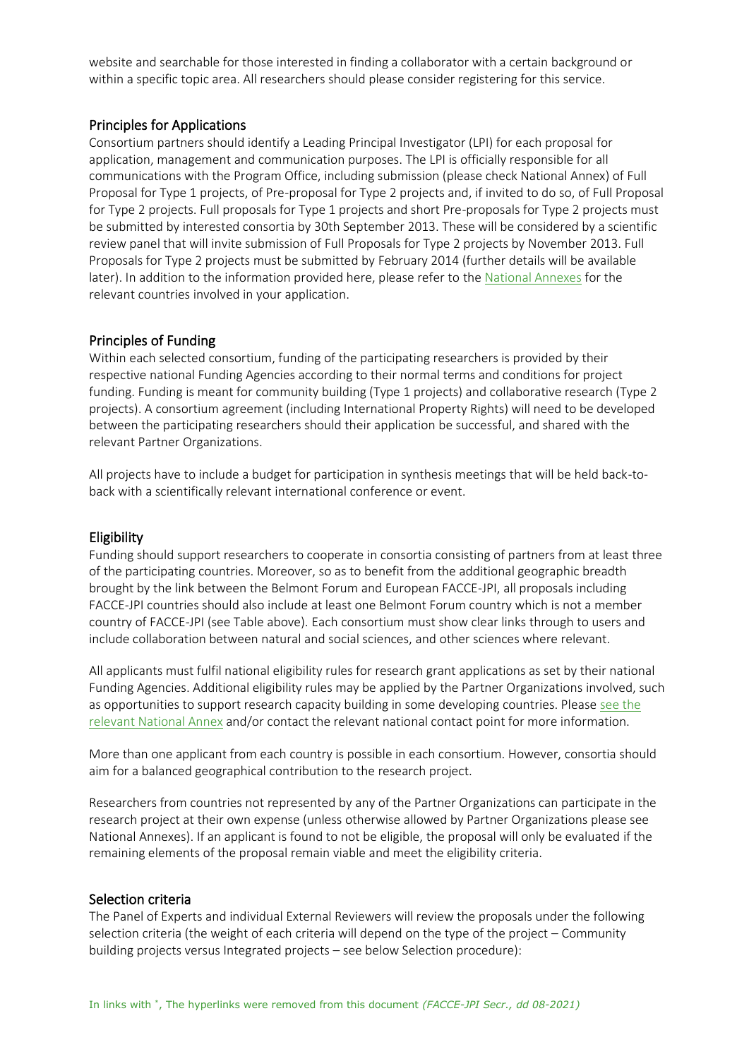website and searchable for those interested in finding a collaborator with a certain background or within a specific topic area. All researchers should please consider registering for this service.

## Principles for Applications

Consortium partners should identify a Leading Principal Investigator (LPI) for each proposal for application, management and communication purposes. The LPI is officially responsible for all communications with the Program Office, including submission (please check National Annex) of Full Proposal for Type 1 projects, of Pre-proposal for Type 2 projects and, if invited to do so, of Full Proposal for Type 2 projects. Full proposals for Type 1 projects and short Pre-proposals for Type 2 projects must be submitted by interested consortia by 30th September 2013. These will be considered by a scientific review panel that will invite submission of Full Proposals for Type 2 projects by November 2013. Full Proposals for Type 2 projects must be submitted by February 2014 (further details will be available later). In addition to the information provided here, please refer to the National Annexes for the relevant countries involved in your application.

## Principles of Funding

Within each selected consortium, funding of the participating researchers is provided by their respective national Funding Agencies according to their normal terms and conditions for project funding. Funding is meant for community building (Type 1 projects) and collaborative research (Type 2 projects). A consortium agreement (including International Property Rights) will need to be developed between the participating researchers should their application be successful, and shared with the relevant Partner Organizations.

All projects have to include a budget for participation in synthesis meetings that will be held back-to-back with a scientifically relevant international conference or event.

## Eligibility

Funding should support researchers to cooperate in consortia consisting of partners from at least three of the participating countries. Moreover, so as to benefit from the additional geographic breadth brought by the link between the Belmont Forum and European FACCE-JPI, all proposals including FACCE-JPI countries should also include at least one Belmont Forum country which is not a member country of FACCE-JPI (see Table above). Each consortium must show clear links through to users and include collaboration between natural and social sciences, and other sciences where relevant.

All applicants must fulfil national eligibility rules for research grant applications as set by their national Funding Agencies. Additional eligibility rules may be applied by the Partner Organizations involved, such as opportunities to support research capacity building in some developing countries. Please see the relevant National Annex and/or contact the relevant national contact point for more information.

More than one applicant from each country is possible in each consortium. However, consortia should aim for a balanced geographical contribution to the research project.

Researchers from countries not represented by any of the Partner Organizations can participate in the research project at their own expense (unless otherwise allowed by Partner Organizations please see National Annexes). If an applicant is found to not be eligible, the proposal will only be evaluated if the remaining elements of the proposal remain viable and meet the eligibility criteria.

## Selection criteria

The Panel of Experts and individual External Reviewers will review the proposals under the following selection criteria (the weight of each criteria will depend on the type of the project – Community building projects versus Integrated projects – see below Selection procedure):

In links with *, The hyperlinks were removed from this document *(FACCE-JPI Secr., dd 08-2021)*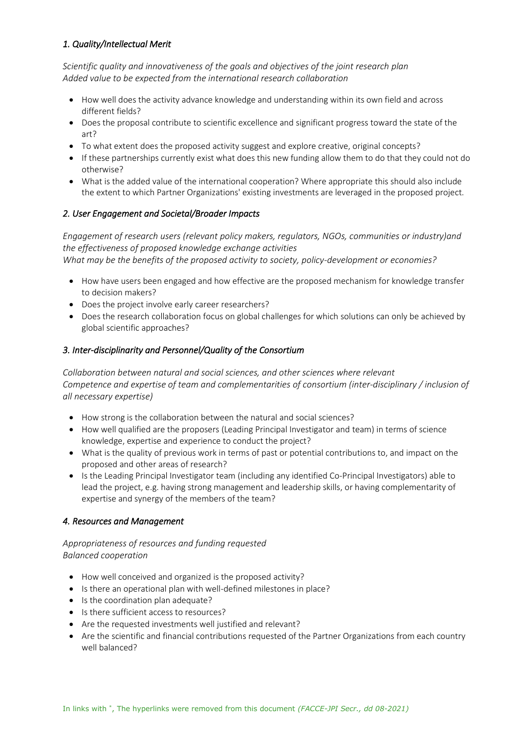### *1. Quality/Intellectual Merit*

*Scientific quality and innovativeness of the goals and objectives of the joint research plan*
*Added value to be expected from the international research collaboration*

- How well does the activity advance knowledge and understanding within its own field and across different fields?
- Does the proposal contribute to scientific excellence and significant progress toward the state of the art?
- To what extent does the proposed activity suggest and explore creative, original concepts?
- If these partnerships currently exist what does this new funding allow them to do that they could not do otherwise?
- What is the added value of the international cooperation? Where appropriate this should also include the extent to which Partner Organizations' existing investments are leveraged in the proposed project.

### *2. User Engagement and Societal/Broader Impacts*

*Engagement of research users (relevant policy makers, regulators, NGOs, communities or industry)and the effectiveness of proposed knowledge exchange activities*
*What may be the benefits of the proposed activity to society, policy-development or economies?*

- How have users been engaged and how effective are the proposed mechanism for knowledge transfer to decision makers?
- Does the project involve early career researchers?
- Does the research collaboration focus on global challenges for which solutions can only be achieved by global scientific approaches?

### *3. Inter-disciplinarity and Personnel/Quality of the Consortium*

*Collaboration between natural and social sciences, and other sciences where relevant*
*Competence and expertise of team and complementarities of consortium (inter-disciplinary / inclusion of all necessary expertise)*

- How strong is the collaboration between the natural and social sciences?
- How well qualified are the proposers (Leading Principal Investigator and team) in terms of science knowledge, expertise and experience to conduct the project?
- What is the quality of previous work in terms of past or potential contributions to, and impact on the proposed and other areas of research?
- Is the Leading Principal Investigator team (including any identified Co-Principal Investigators) able to lead the project, e.g. having strong management and leadership skills, or having complementarity of expertise and synergy of the members of the team?

### *4. Resources and Management*

*Appropriateness of resources and funding requested*
*Balanced cooperation*

- How well conceived and organized is the proposed activity?
- Is there an operational plan with well-defined milestones in place?
- Is the coordination plan adequate?
- Is there sufficient access to resources?
- Are the requested investments well justified and relevant?
- Are the scientific and financial contributions requested of the Partner Organizations from each country well balanced?

In links with [*], The hyperlinks were removed from this document *(FACCE-JPI Secr., dd 08-2021)*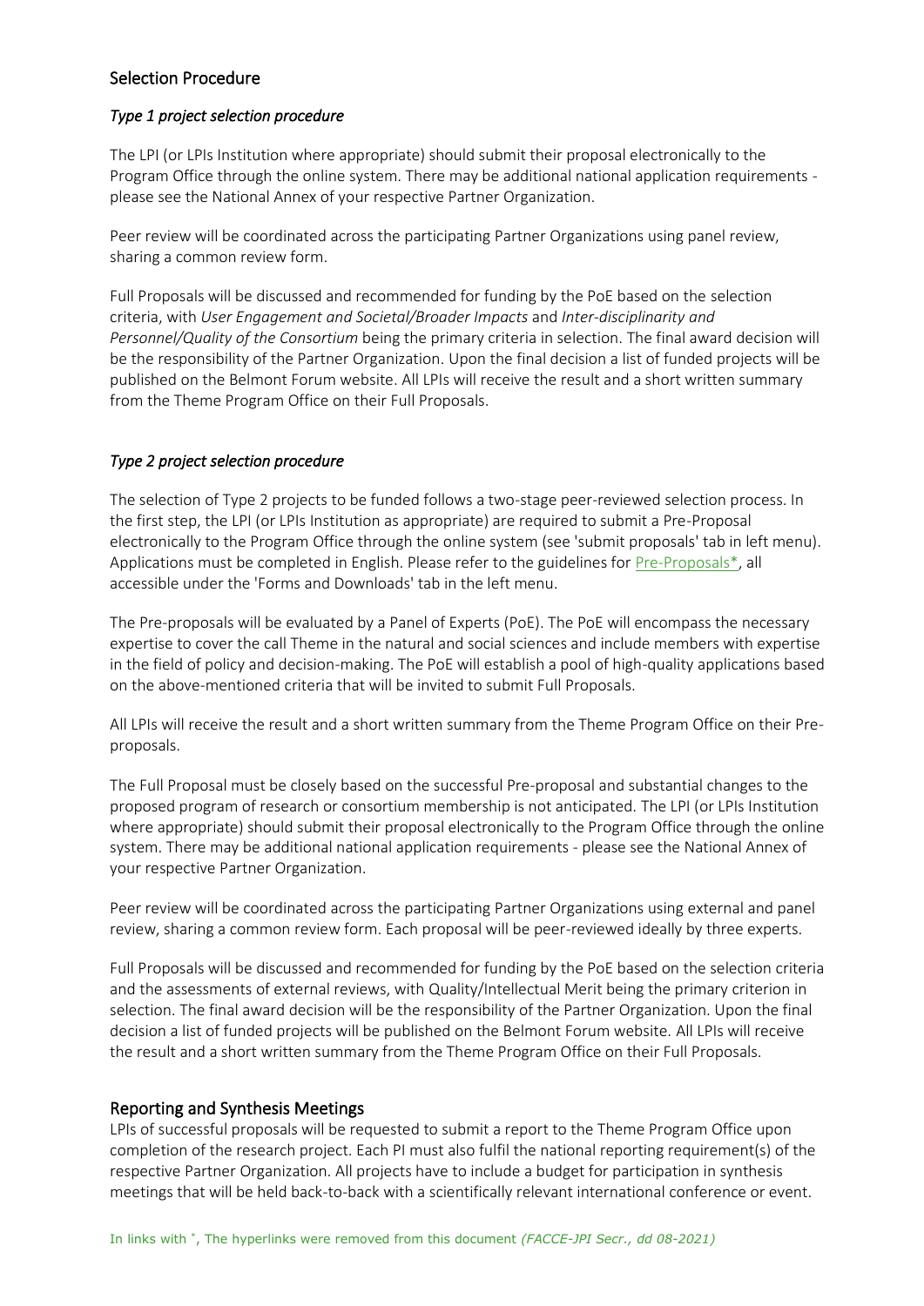## Selection Procedure

### *Type 1 project selection procedure*

The LPI (or LPIs Institution where appropriate) should submit their proposal electronically to the Program Office through the online system. There may be additional national application requirements - please see the National Annex of your respective Partner Organization.

Peer review will be coordinated across the participating Partner Organizations using panel review, sharing a common review form.

Full Proposals will be discussed and recommended for funding by the PoE based on the selection criteria, with *User Engagement and Societal/Broader Impacts* and *Inter-disciplinarity and Personnel/Quality of the Consortium* being the primary criteria in selection. The final award decision will be the responsibility of the Partner Organization. Upon the final decision a list of funded projects will be published on the Belmont Forum website. All LPIs will receive the result and a short written summary from the Theme Program Office on their Full Proposals.

### *Type 2 project selection procedure*

The selection of Type 2 projects to be funded follows a two-stage peer-reviewed selection process. In the first step, the LPI (or LPIs Institution as appropriate) are required to submit a Pre-Proposal electronically to the Program Office through the online system (see 'submit proposals' tab in left menu). Applications must be completed in English. Please refer to the guidelines for Pre-Proposals*, all accessible under the 'Forms and Downloads' tab in the left menu.

The Pre-proposals will be evaluated by a Panel of Experts (PoE). The PoE will encompass the necessary expertise to cover the call Theme in the natural and social sciences and include members with expertise in the field of policy and decision-making. The PoE will establish a pool of high-quality applications based on the above-mentioned criteria that will be invited to submit Full Proposals.

All LPIs will receive the result and a short written summary from the Theme Program Office on their Pre-proposals.

The Full Proposal must be closely based on the successful Pre-proposal and substantial changes to the proposed program of research or consortium membership is not anticipated. The LPI (or LPIs Institution where appropriate) should submit their proposal electronically to the Program Office through the online system. There may be additional national application requirements - please see the National Annex of your respective Partner Organization.

Peer review will be coordinated across the participating Partner Organizations using external and panel review, sharing a common review form. Each proposal will be peer-reviewed ideally by three experts.

Full Proposals will be discussed and recommended for funding by the PoE based on the selection criteria and the assessments of external reviews, with Quality/Intellectual Merit being the primary criterion in selection. The final award decision will be the responsibility of the Partner Organization. Upon the final decision a list of funded projects will be published on the Belmont Forum website. All LPIs will receive the result and a short written summary from the Theme Program Office on their Full Proposals.

## Reporting and Synthesis Meetings

LPIs of successful proposals will be requested to submit a report to the Theme Program Office upon completion of the research project. Each PI must also fulfil the national reporting requirement(s) of the respective Partner Organization. All projects have to include a budget for participation in synthesis meetings that will be held back-to-back with a scientifically relevant international conference or event.

In links with *, The hyperlinks were removed from this document *(FACCE-JPI Secr., dd 08-2021)*